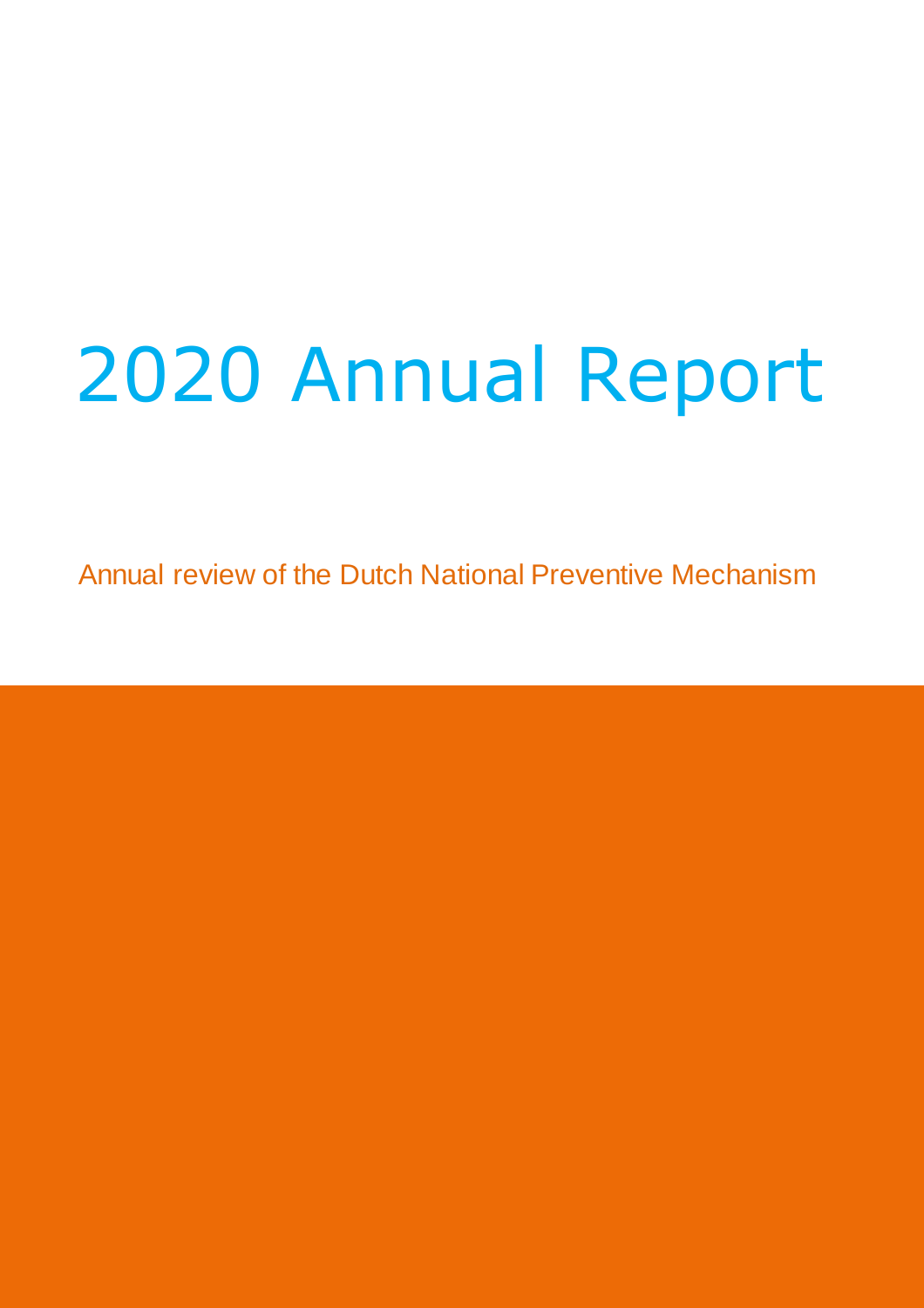# 2020 Annual Report

Annual review of the Dutch National Preventive Mechanism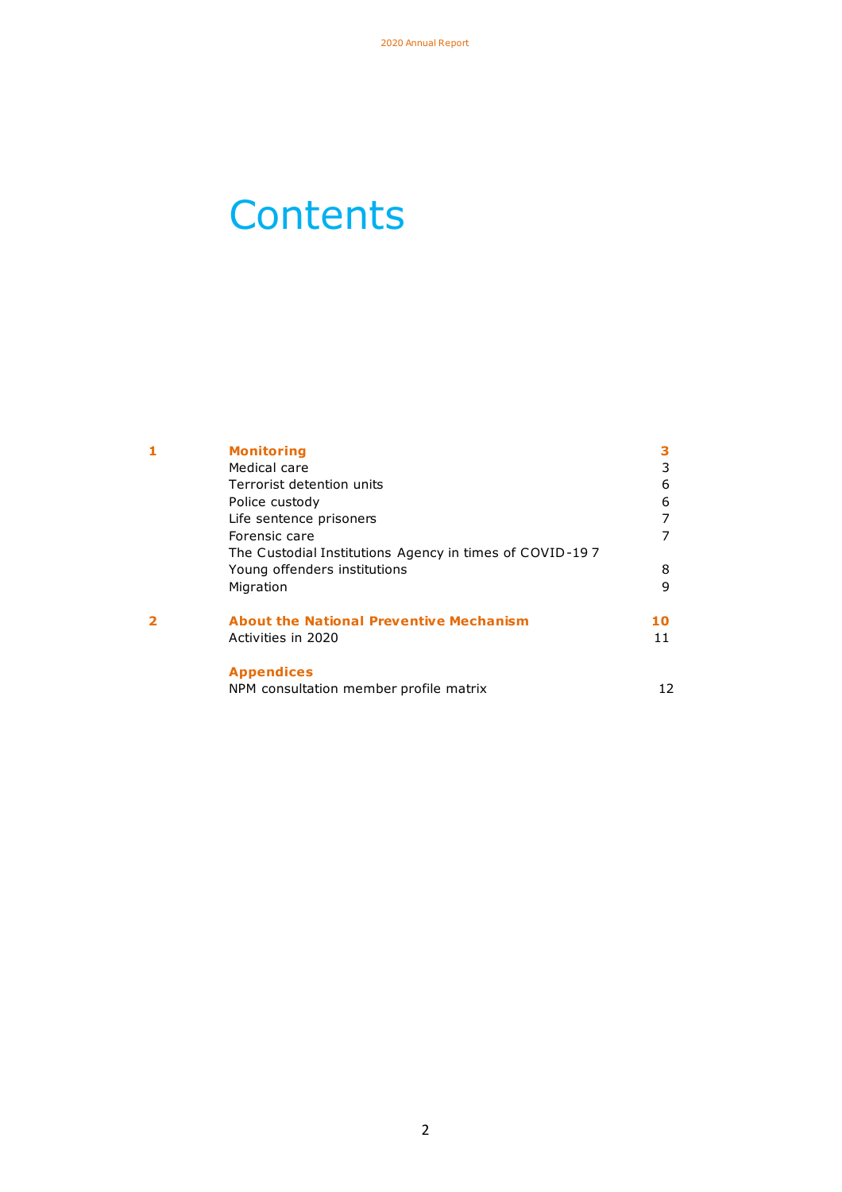# Contents

| | | |
|---|---|---|
| **1** | **Monitoring** | **3** |
| | Medical care | 3 |
| | Terrorist detention units | 6 |
| | Police custody | 6 |
| | Life sentence prisoners | 7 |
| | Forensic care | 7 |
| | The Custodial Institutions Agency in times of COVID-19 | 7 |
| | Young offenders institutions | 8 |
| | Migration | 9 |
| **2** | **About the National Preventive Mechanism** | **10** |
| | Activities in 2020 | 11 |
| | **Appendices** | |
| | NPM consultation member profile matrix | 12 |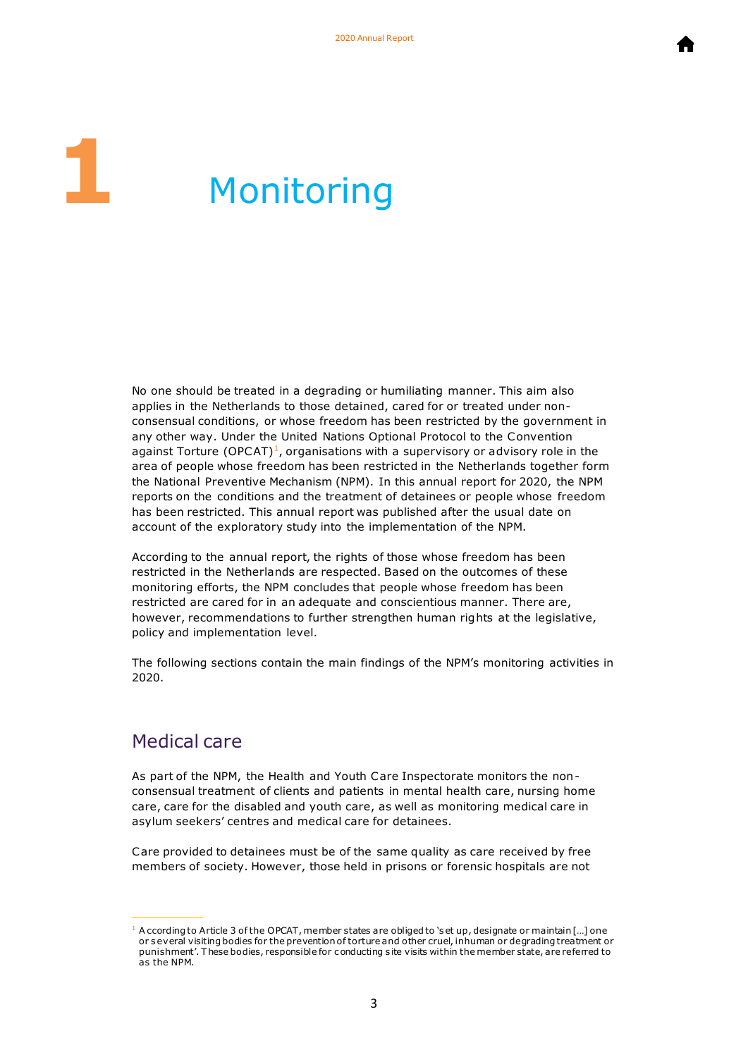# 1 Monitoring

No one should be treated in a degrading or humiliating manner. This aim also applies in the Netherlands to those detained, cared for or treated under non-consensual conditions, or whose freedom has been restricted by the government in any other way. Under the United Nations Optional Protocol to the Convention against Torture (OPCAT)[1], organisations with a supervisory or advisory role in the area of people whose freedom has been restricted in the Netherlands together form the National Preventive Mechanism (NPM). In this annual report for 2020, the NPM reports on the conditions and the treatment of detainees or people whose freedom has been restricted. This annual report was published after the usual date on account of the exploratory study into the implementation of the NPM.

According to the annual report, the rights of those whose freedom has been restricted in the Netherlands are respected. Based on the outcomes of these monitoring efforts, the NPM concludes that people whose freedom has been restricted are cared for in an adequate and conscientious manner. There are, however, recommendations to further strengthen human rights at the legislative, policy and implementation level.

The following sections contain the main findings of the NPM's monitoring activities in 2020.

## Medical care

As part of the NPM, the Health and Youth Care Inspectorate monitors the non-consensual treatment of clients and patients in mental health care, nursing home care, care for the disabled and youth care, as well as monitoring medical care in asylum seekers' centres and medical care for detainees.

Care provided to detainees must be of the same quality as care received by free members of society. However, those held in prisons or forensic hospitals are not

[1] According to Article 3 of the OPCAT, member states are obliged to 'set up, designate or maintain [...] one or several visiting bodies for the prevention of torture and other cruel, inhuman or degrading treatment or punishment'. These bodies, responsible for conducting site visits within the member state, are referred to as the NPM.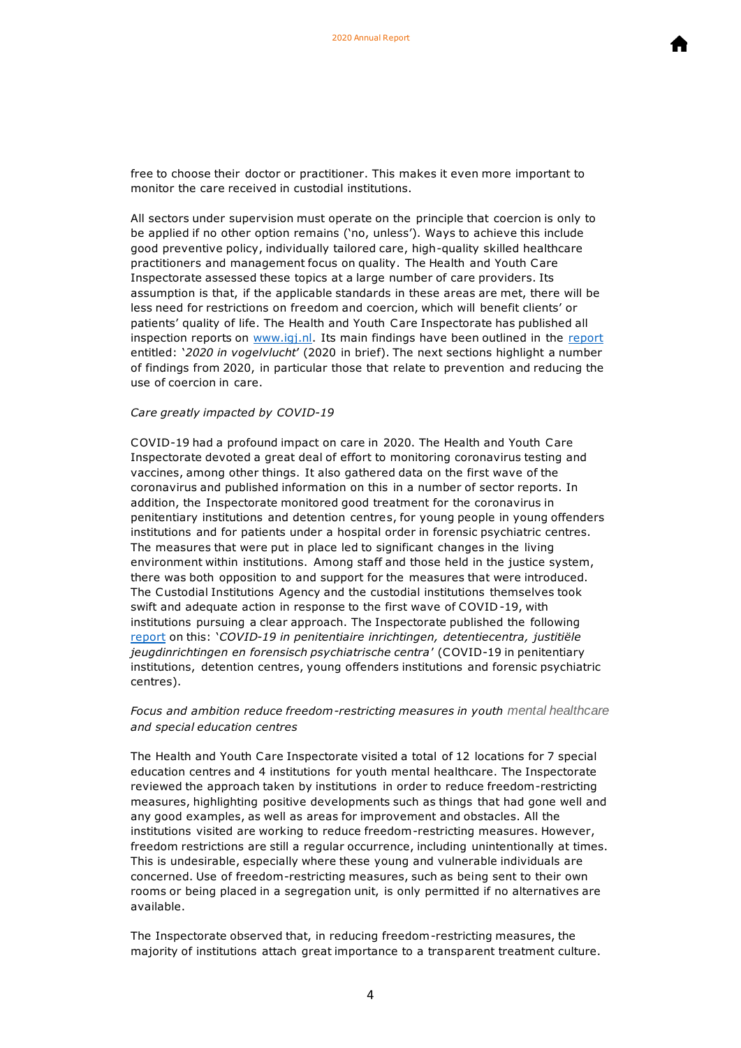free to choose their doctor or practitioner. This makes it even more important to monitor the care received in custodial institutions.

All sectors under supervision must operate on the principle that coercion is only to be applied if no other option remains ('no, unless'). Ways to achieve this include good preventive policy, individually tailored care, high-quality skilled healthcare practitioners and management focus on quality. The Health and Youth Care Inspectorate assessed these topics at a large number of care providers. Its assumption is that, if the applicable standards in these areas are met, there will be less need for restrictions on freedom and coercion, which will benefit clients' or patients' quality of life. The Health and Youth Care Inspectorate has published all inspection reports on [www.igj.nl](http://www.igj.nl). Its main findings have been outlined in the [report](#) entitled: '*2020 in vogelvlucht*' (2020 in brief). The next sections highlight a number of findings from 2020, in particular those that relate to prevention and reducing the use of coercion in care.

*Care greatly impacted by COVID-19*

COVID-19 had a profound impact on care in 2020. The Health and Youth Care Inspectorate devoted a great deal of effort to monitoring coronavirus testing and vaccines, among other things. It also gathered data on the first wave of the coronavirus and published information on this in a number of sector reports. In addition, the Inspectorate monitored good treatment for the coronavirus in penitentiary institutions and detention centres, for young people in young offenders institutions and for patients under a hospital order in forensic psychiatric centres. The measures that were put in place led to significant changes in the living environment within institutions. Among staff and those held in the justice system, there was both opposition to and support for the measures that were introduced. The Custodial Institutions Agency and the custodial institutions themselves took swift and adequate action in response to the first wave of COVID-19, with institutions pursuing a clear approach. The Inspectorate published the following [report](#) on this: '*COVID-19 in penitentiaire inrichtingen, detentiecentra, justitiële jeugdinrichtingen en forensisch psychiatrische centra*' (COVID-19 in penitentiary institutions, detention centres, young offenders institutions and forensic psychiatric centres).

*Focus and ambition reduce freedom-restricting measures in youth mental healthcare and special education centres*

The Health and Youth Care Inspectorate visited a total of 12 locations for 7 special education centres and 4 institutions for youth mental healthcare. The Inspectorate reviewed the approach taken by institutions in order to reduce freedom-restricting measures, highlighting positive developments such as things that had gone well and any good examples, as well as areas for improvement and obstacles. All the institutions visited are working to reduce freedom-restricting measures. However, freedom restrictions are still a regular occurrence, including unintentionally at times. This is undesirable, especially where these young and vulnerable individuals are concerned. Use of freedom-restricting measures, such as being sent to their own rooms or being placed in a segregation unit, is only permitted if no alternatives are available.

The Inspectorate observed that, in reducing freedom-restricting measures, the majority of institutions attach great importance to a transparent treatment culture.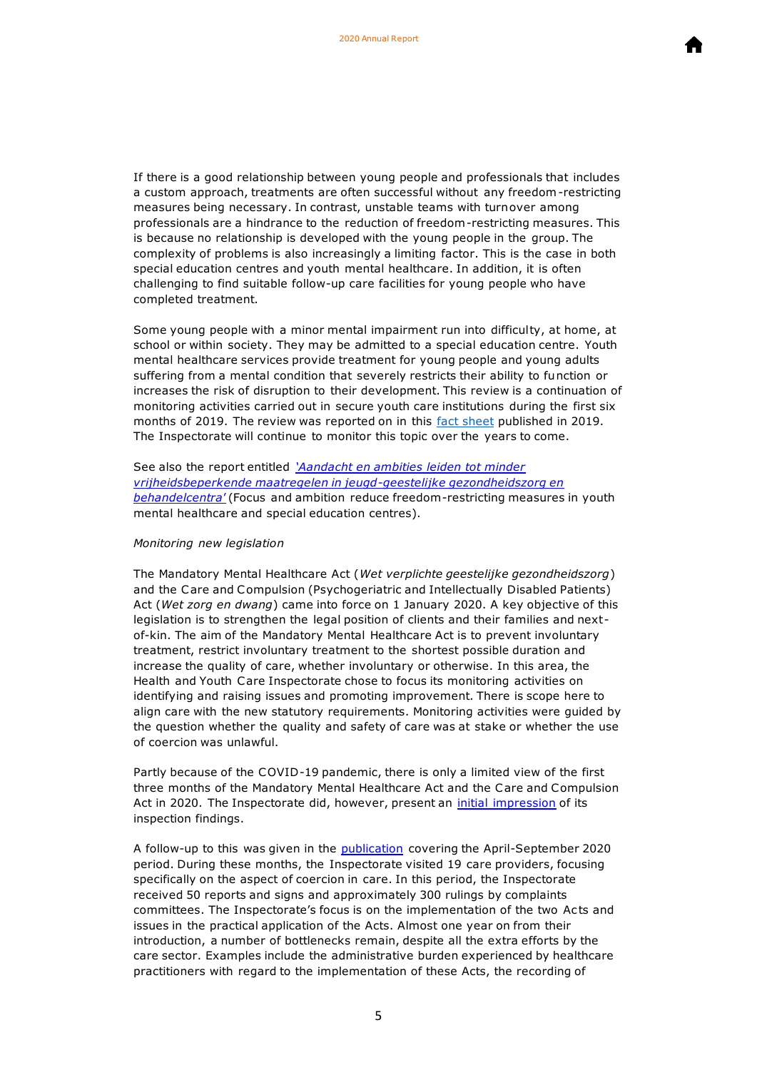If there is a good relationship between young people and professionals that includes a custom approach, treatments are often successful without any freedom-restricting measures being necessary. In contrast, unstable teams with turnover among professionals are a hindrance to the reduction of freedom-restricting measures. This is because no relationship is developed with the young people in the group. The complexity of problems is also increasingly a limiting factor. This is the case in both special education centres and youth mental healthcare. In addition, it is often challenging to find suitable follow-up care facilities for young people who have completed treatment.

Some young people with a minor mental impairment run into difficulty, at home, at school or within society. They may be admitted to a special education centre. Youth mental healthcare services provide treatment for young people and young adults suffering from a mental condition that severely restricts their ability to function or increases the risk of disruption to their development. This review is a continuation of monitoring activities carried out in secure youth care institutions during the first six months of 2019. The review was reported on in this fact sheet published in 2019. The Inspectorate will continue to monitor this topic over the years to come.

See also the report entitled *'Aandacht en ambities leiden tot minder vrijheidsbeperkende maatregelen in jeugd-geestelijke gezondheidszorg en behandelcentra'* (Focus and ambition reduce freedom-restricting measures in youth mental healthcare and special education centres).

*Monitoring new legislation*

The Mandatory Mental Healthcare Act (*Wet verplichte geestelijke gezondheidszorg*) and the Care and Compulsion (Psychogeriatric and Intellectually Disabled Patients) Act (*Wet zorg en dwang*) came into force on 1 January 2020. A key objective of this legislation is to strengthen the legal position of clients and their families and next-of-kin. The aim of the Mandatory Mental Healthcare Act is to prevent involuntary treatment, restrict involuntary treatment to the shortest possible duration and increase the quality of care, whether involuntary or otherwise. In this area, the Health and Youth Care Inspectorate chose to focus its monitoring activities on identifying and raising issues and promoting improvement. There is scope here to align care with the new statutory requirements. Monitoring activities were guided by the question whether the quality and safety of care was at stake or whether the use of coercion was unlawful.

Partly because of the COVID-19 pandemic, there is only a limited view of the first three months of the Mandatory Mental Healthcare Act and the Care and Compulsion Act in 2020. The Inspectorate did, however, present an initial impression of its inspection findings.

A follow-up to this was given in the publication covering the April-September 2020 period. During these months, the Inspectorate visited 19 care providers, focusing specifically on the aspect of coercion in care. In this period, the Inspectorate received 50 reports and signs and approximately 300 rulings by complaints committees. The Inspectorate's focus is on the implementation of the two Acts and issues in the practical application of the Acts. Almost one year on from their introduction, a number of bottlenecks remain, despite all the extra efforts by the care sector. Examples include the administrative burden experienced by healthcare practitioners with regard to the implementation of these Acts, the recording of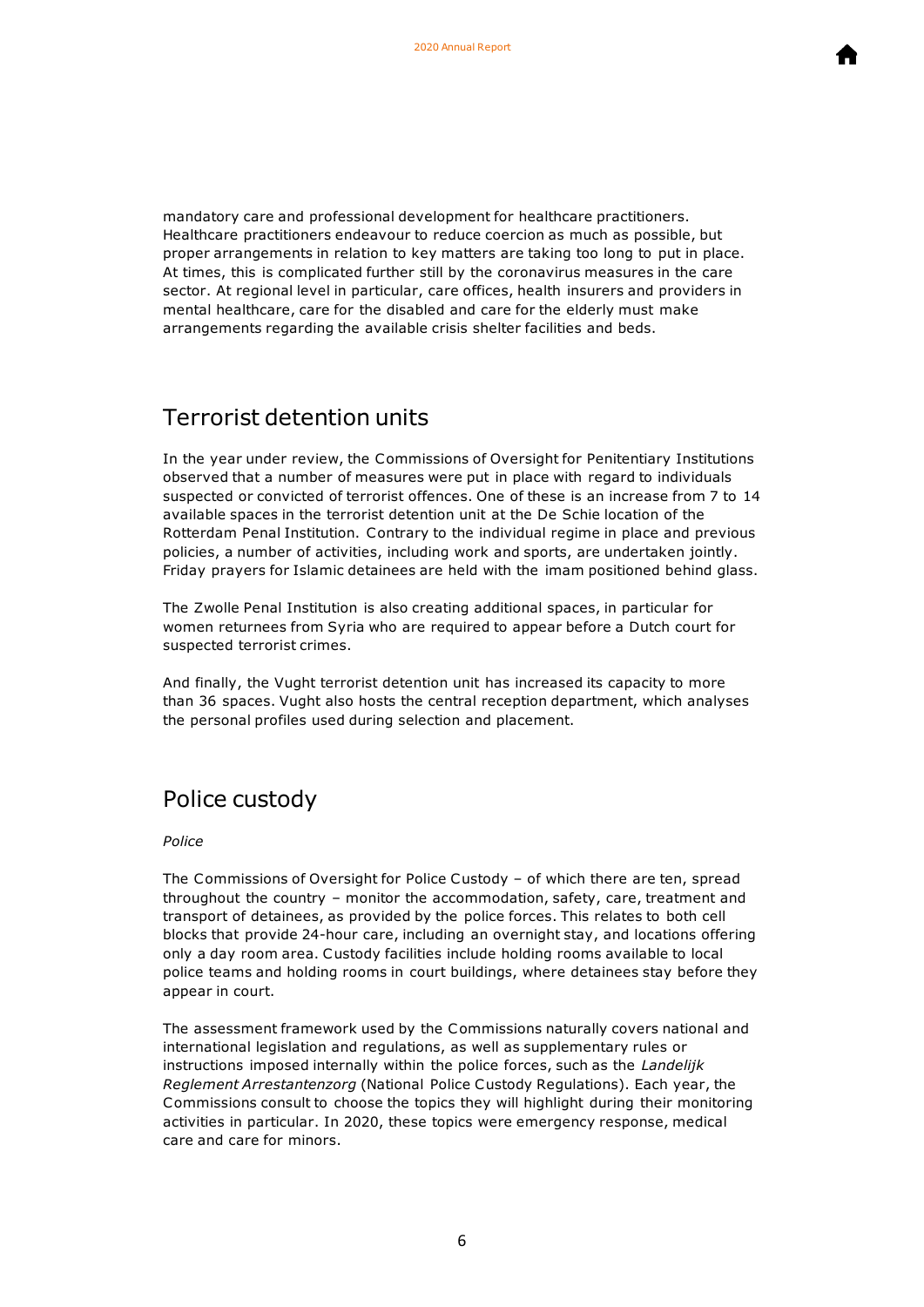mandatory care and professional development for healthcare practitioners. Healthcare practitioners endeavour to reduce coercion as much as possible, but proper arrangements in relation to key matters are taking too long to put in place. At times, this is complicated further still by the coronavirus measures in the care sector. At regional level in particular, care offices, health insurers and providers in mental healthcare, care for the disabled and care for the elderly must make arrangements regarding the available crisis shelter facilities and beds.

## Terrorist detention units

In the year under review, the Commissions of Oversight for Penitentiary Institutions observed that a number of measures were put in place with regard to individuals suspected or convicted of terrorist offences. One of these is an increase from 7 to 14 available spaces in the terrorist detention unit at the De Schie location of the Rotterdam Penal Institution. Contrary to the individual regime in place and previous policies, a number of activities, including work and sports, are undertaken jointly. Friday prayers for Islamic detainees are held with the imam positioned behind glass.

The Zwolle Penal Institution is also creating additional spaces, in particular for women returnees from Syria who are required to appear before a Dutch court for suspected terrorist crimes.

And finally, the Vught terrorist detention unit has increased its capacity to more than 36 spaces. Vught also hosts the central reception department, which analyses the personal profiles used during selection and placement.

## Police custody

*Police*

The Commissions of Oversight for Police Custody – of which there are ten, spread throughout the country – monitor the accommodation, safety, care, treatment and transport of detainees, as provided by the police forces. This relates to both cell blocks that provide 24-hour care, including an overnight stay, and locations offering only a day room area. Custody facilities include holding rooms available to local police teams and holding rooms in court buildings, where detainees stay before they appear in court.

The assessment framework used by the Commissions naturally covers national and international legislation and regulations, as well as supplementary rules or instructions imposed internally within the police forces, such as the *Landelijk Reglement Arrestantenzorg* (National Police Custody Regulations). Each year, the Commissions consult to choose the topics they will highlight during their monitoring activities in particular. In 2020, these topics were emergency response, medical care and care for minors.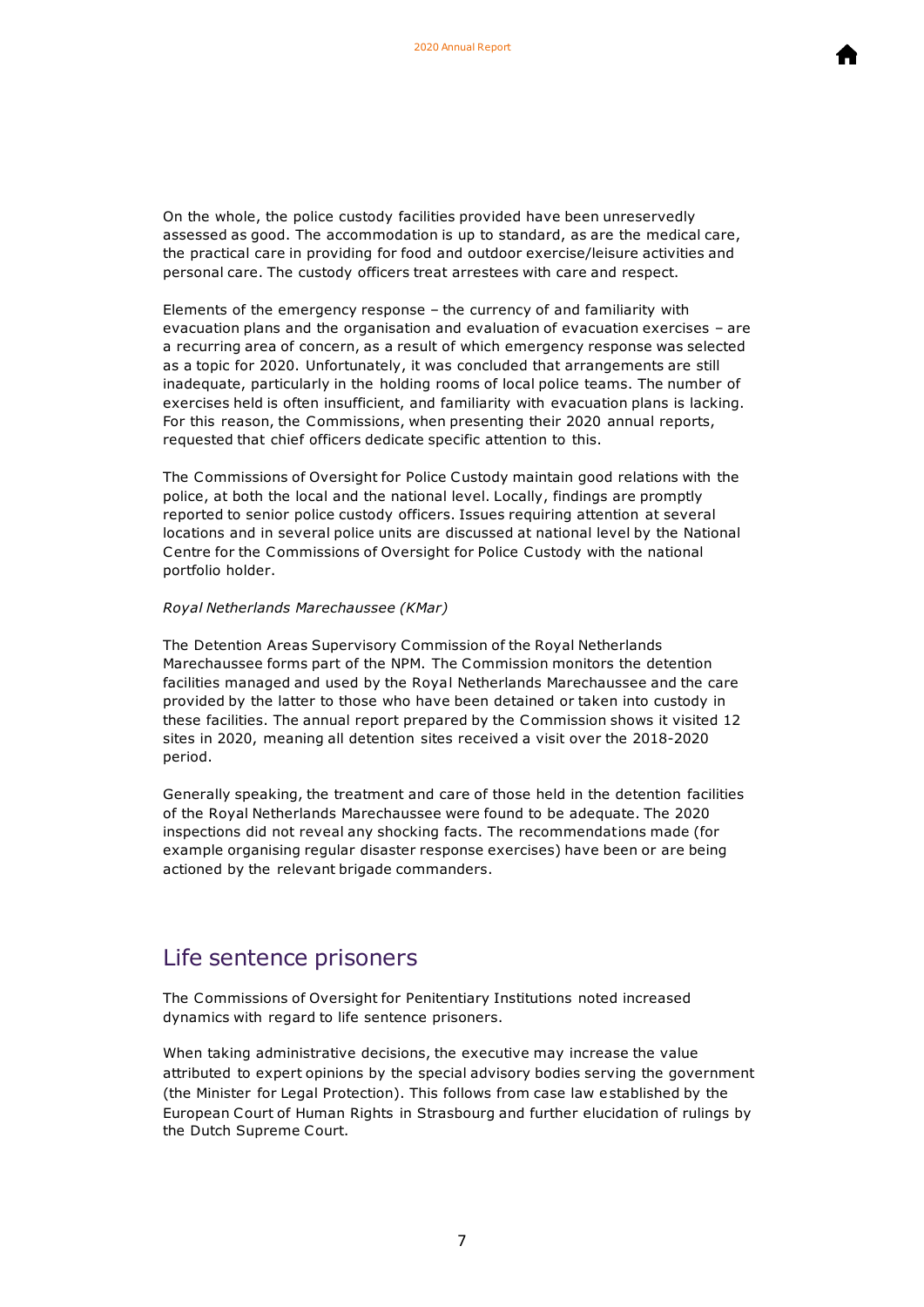On the whole, the police custody facilities provided have been unreservedly assessed as good. The accommodation is up to standard, as are the medical care, the practical care in providing for food and outdoor exercise/leisure activities and personal care. The custody officers treat arrestees with care and respect.

Elements of the emergency response – the currency of and familiarity with evacuation plans and the organisation and evaluation of evacuation exercises – are a recurring area of concern, as a result of which emergency response was selected as a topic for 2020. Unfortunately, it was concluded that arrangements are still inadequate, particularly in the holding rooms of local police teams. The number of exercises held is often insufficient, and familiarity with evacuation plans is lacking. For this reason, the Commissions, when presenting their 2020 annual reports, requested that chief officers dedicate specific attention to this.

The Commissions of Oversight for Police Custody maintain good relations with the police, at both the local and the national level. Locally, findings are promptly reported to senior police custody officers. Issues requiring attention at several locations and in several police units are discussed at national level by the National Centre for the Commissions of Oversight for Police Custody with the national portfolio holder.

*Royal Netherlands Marechaussee (KMar)*

The Detention Areas Supervisory Commission of the Royal Netherlands Marechaussee forms part of the NPM. The Commission monitors the detention facilities managed and used by the Royal Netherlands Marechaussee and the care provided by the latter to those who have been detained or taken into custody in these facilities. The annual report prepared by the Commission shows it visited 12 sites in 2020, meaning all detention sites received a visit over the 2018-2020 period.

Generally speaking, the treatment and care of those held in the detention facilities of the Royal Netherlands Marechaussee were found to be adequate. The 2020 inspections did not reveal any shocking facts. The recommendations made (for example organising regular disaster response exercises) have been or are being actioned by the relevant brigade commanders.

## Life sentence prisoners

The Commissions of Oversight for Penitentiary Institutions noted increased dynamics with regard to life sentence prisoners.

When taking administrative decisions, the executive may increase the value attributed to expert opinions by the special advisory bodies serving the government (the Minister for Legal Protection). This follows from case law established by the European Court of Human Rights in Strasbourg and further elucidation of rulings by the Dutch Supreme Court.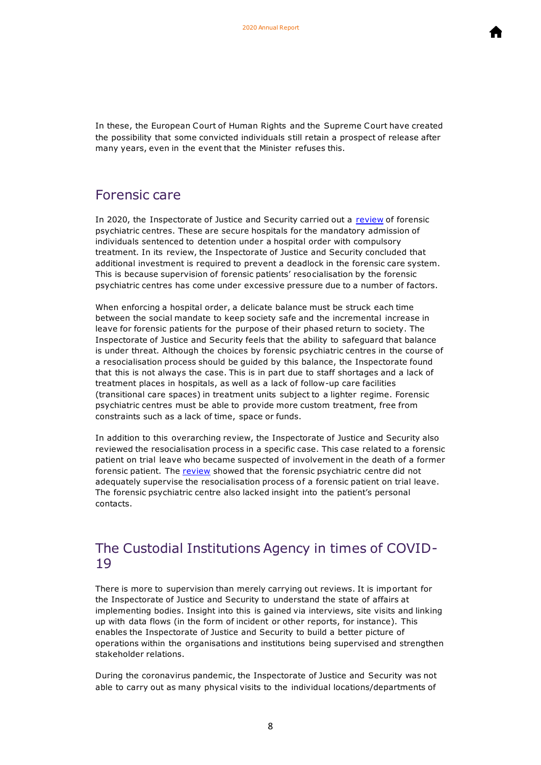In these, the European Court of Human Rights and the Supreme Court have created the possibility that some convicted individuals still retain a prospect of release after many years, even in the event that the Minister refuses this.

## Forensic care

In 2020, the Inspectorate of Justice and Security carried out a review of forensic psychiatric centres. These are secure hospitals for the mandatory admission of individuals sentenced to detention under a hospital order with compulsory treatment. In its review, the Inspectorate of Justice and Security concluded that additional investment is required to prevent a deadlock in the forensic care system. This is because supervision of forensic patients' resocialisation by the forensic psychiatric centres has come under excessive pressure due to a number of factors.

When enforcing a hospital order, a delicate balance must be struck each time between the social mandate to keep society safe and the incremental increase in leave for forensic patients for the purpose of their phased return to society. The Inspectorate of Justice and Security feels that the ability to safeguard that balance is under threat. Although the choices by forensic psychiatric centres in the course of a resocialisation process should be guided by this balance, the Inspectorate found that this is not always the case. This is in part due to staff shortages and a lack of treatment places in hospitals, as well as a lack of follow-up care facilities (transitional care spaces) in treatment units subject to a lighter regime. Forensic psychiatric centres must be able to provide more custom treatment, free from constraints such as a lack of time, space or funds.

In addition to this overarching review, the Inspectorate of Justice and Security also reviewed the resocialisation process in a specific case. This case related to a forensic patient on trial leave who became suspected of involvement in the death of a former forensic patient. The review showed that the forensic psychiatric centre did not adequately supervise the resocialisation process of a forensic patient on trial leave. The forensic psychiatric centre also lacked insight into the patient's personal contacts.

## The Custodial Institutions Agency in times of COVID-19

There is more to supervision than merely carrying out reviews. It is important for the Inspectorate of Justice and Security to understand the state of affairs at implementing bodies. Insight into this is gained via interviews, site visits and linking up with data flows (in the form of incident or other reports, for instance). This enables the Inspectorate of Justice and Security to build a better picture of operations within the organisations and institutions being supervised and strengthen stakeholder relations.

During the coronavirus pandemic, the Inspectorate of Justice and Security was not able to carry out as many physical visits to the individual locations/departments of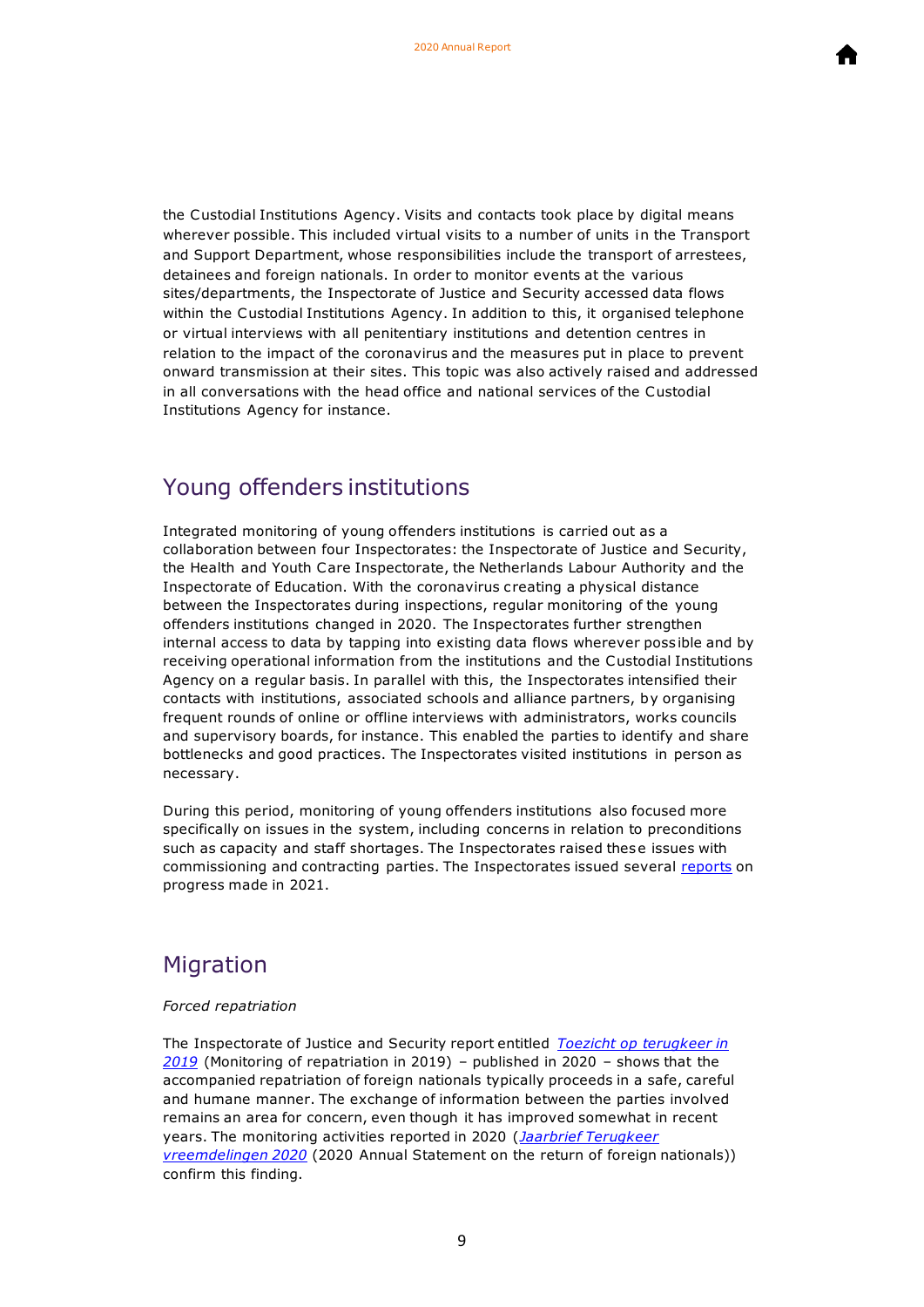the Custodial Institutions Agency. Visits and contacts took place by digital means wherever possible. This included virtual visits to a number of units in the Transport and Support Department, whose responsibilities include the transport of arrestees, detainees and foreign nationals. In order to monitor events at the various sites/departments, the Inspectorate of Justice and Security accessed data flows within the Custodial Institutions Agency. In addition to this, it organised telephone or virtual interviews with all penitentiary institutions and detention centres in relation to the impact of the coronavirus and the measures put in place to prevent onward transmission at their sites. This topic was also actively raised and addressed in all conversations with the head office and national services of the Custodial Institutions Agency for instance.

## Young offenders institutions

Integrated monitoring of young offenders institutions is carried out as a collaboration between four Inspectorates: the Inspectorate of Justice and Security, the Health and Youth Care Inspectorate, the Netherlands Labour Authority and the Inspectorate of Education. With the coronavirus creating a physical distance between the Inspectorates during inspections, regular monitoring of the young offenders institutions changed in 2020. The Inspectorates further strengthen internal access to data by tapping into existing data flows wherever possible and by receiving operational information from the institutions and the Custodial Institutions Agency on a regular basis. In parallel with this, the Inspectorates intensified their contacts with institutions, associated schools and alliance partners, by organising frequent rounds of online or offline interviews with administrators, works councils and supervisory boards, for instance. This enabled the parties to identify and share bottlenecks and good practices. The Inspectorates visited institutions in person as necessary.

During this period, monitoring of young offenders institutions also focused more specifically on issues in the system, including concerns in relation to preconditions such as capacity and staff shortages. The Inspectorates raised these issues with commissioning and contracting parties. The Inspectorates issued several reports on progress made in 2021.

## Migration

*Forced repatriation*

The Inspectorate of Justice and Security report entitled *Toezicht op terugkeer in 2019* (Monitoring of repatriation in 2019) – published in 2020 – shows that the accompanied repatriation of foreign nationals typically proceeds in a safe, careful and humane manner. The exchange of information between the parties involved remains an area for concern, even though it has improved somewhat in recent years. The monitoring activities reported in 2020 (*Jaarbrief Terugkeer vreemdelingen 2020* (2020 Annual Statement on the return of foreign nationals)) confirm this finding.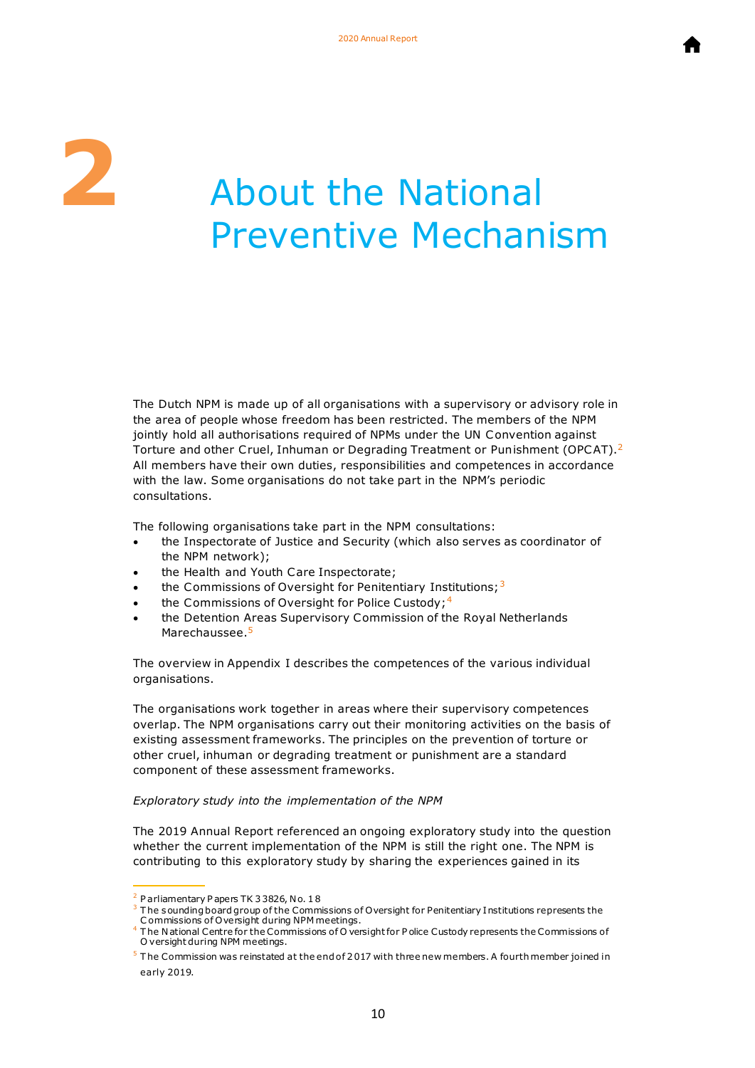# 2 About the National Preventive Mechanism

The Dutch NPM is made up of all organisations with a supervisory or advisory role in the area of people whose freedom has been restricted. The members of the NPM jointly hold all authorisations required of NPMs under the UN Convention against Torture and other Cruel, Inhuman or Degrading Treatment or Punishment (OPCAT).[2] All members have their own duties, responsibilities and competences in accordance with the law. Some organisations do not take part in the NPM's periodic consultations.

The following organisations take part in the NPM consultations:

- the Inspectorate of Justice and Security (which also serves as coordinator of the NPM network);
- the Health and Youth Care Inspectorate;
- the Commissions of Oversight for Penitentiary Institutions;[3]
- the Commissions of Oversight for Police Custody;[4]
- the Detention Areas Supervisory Commission of the Royal Netherlands Marechaussee.[5]

The overview in Appendix I describes the competences of the various individual organisations.

The organisations work together in areas where their supervisory competences overlap. The NPM organisations carry out their monitoring activities on the basis of existing assessment frameworks. The principles on the prevention of torture or other cruel, inhuman or degrading treatment or punishment are a standard component of these assessment frameworks.

*Exploratory study into the implementation of the NPM*

The 2019 Annual Report referenced an ongoing exploratory study into the question whether the current implementation of the NPM is still the right one. The NPM is contributing to this exploratory study by sharing the experiences gained in its

---

[2] Parliamentary Papers TK 33826, No. 18

[3] The sounding board group of the Commissions of Oversight for Penitentiary Institutions represents the Commissions of Oversight during NPM meetings.

[4] The National Centre for the Commissions of Oversight for Police Custody represents the Commissions of Oversight during NPM meetings.

[5] The Commission was reinstated at the end of 2017 with three new members. A fourth member joined in early 2019.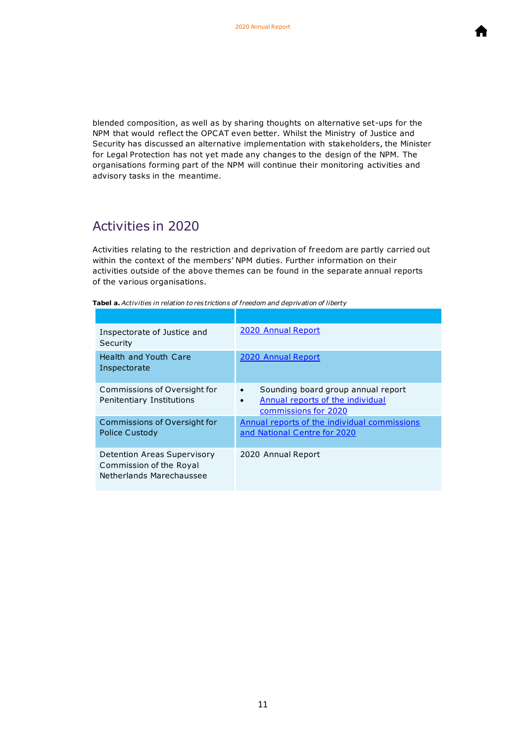blended composition, as well as by sharing thoughts on alternative set-ups for the NPM that would reflect the OPCAT even better. Whilst the Ministry of Justice and Security has discussed an alternative implementation with stakeholders, the Minister for Legal Protection has not yet made any changes to the design of the NPM. The organisations forming part of the NPM will continue their monitoring activities and advisory tasks in the meantime.

## Activities in 2020

Activities relating to the restriction and deprivation of freedom are partly carried out within the context of the members' NPM duties. Further information on their activities outside of the above themes can be found in the separate annual reports of the various organisations.

**Tabel a.** *Activities in relation to restrictions of freedom and deprivation of liberty*

| | |
|---|---|
| Inspectorate of Justice and Security | 2020 Annual Report |
| Health and Youth Care Inspectorate | 2020 Annual Report |
| Commissions of Oversight for Penitentiary Institutions | • Sounding board group annual report<br>• Annual reports of the individual commissions for 2020 |
| Commissions of Oversight for Police Custody | Annual reports of the individual commissions and National Centre for 2020 |
| Detention Areas Supervisory Commission of the Royal Netherlands Marechaussee | 2020 Annual Report |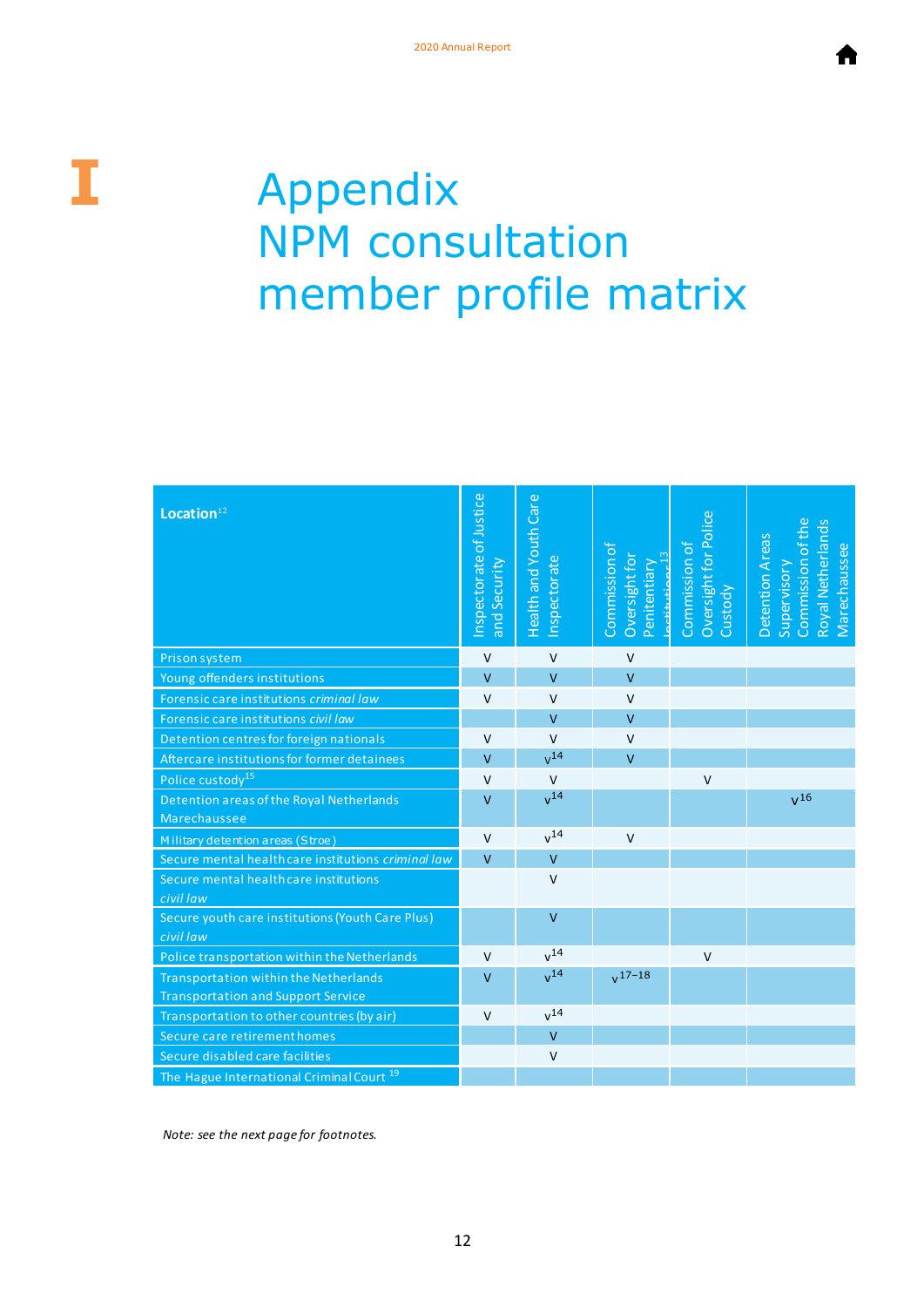# I Appendix NPM consultation member profile matrix

| Location[12] | Inspectorate of Justice and Security | Health and Youth Care Inspectorate | Commission of Oversight for Penitentiary Institutions[13] | Commission of Oversight for Police Custody | Detention Areas Supervisory Commission of the Royal Netherlands Marechaussee |
|---|---|---|---|---|---|
| Prison system | V | V | V | | |
| Young offenders institutions | V | V | V | | |
| Forensic care institutions *criminal law* | V | V | V | | |
| Forensic care institutions *civil law* | | V | V | | |
| Detention centres for foreign nationals | V | V | V | | |
| Aftercare institutions for former detainees | V | V[14] | V | | |
| Police custody[15] | V | V | | V | |
| Detention areas of the Royal Netherlands Marechaussee | V | V[14] | | | V[16] |
| Military detention areas (Stroe) | V | V[14] | V | | |
| Secure mental health care institutions *criminal law* | V | V | | | |
| Secure mental health care institutions *civil law* | | V | | | |
| Secure youth care institutions (Youth Care Plus) *civil law* | | V | | | |
| Police transportation within the Netherlands | V | V[14] | | V | |
| Transportation within the Netherlands Transportation and Support Service | V | V[14] | V[17–18] | | |
| Transportation to other countries (by air) | V | V[14] | | | |
| Secure care retirement homes | | V | | | |
| Secure disabled care facilities | | V | | | |
| The Hague International Criminal Court[19] | | | | | |

*Note: see the next page for footnotes.*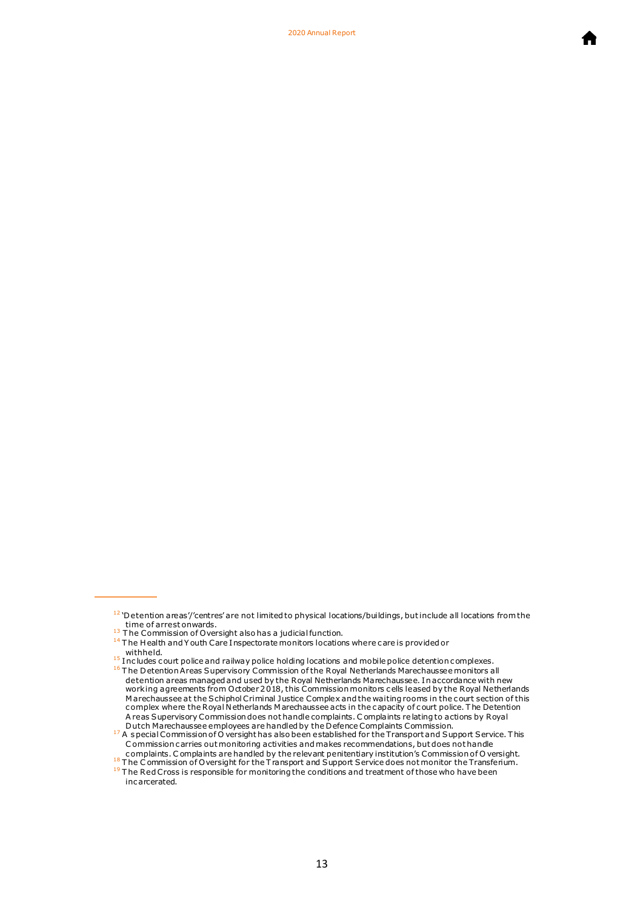[12] 'Detention areas'/'centres' are not limited to physical locations/buildings, but include all locations from the time of arrest onwards.

[13] The Commission of Oversight also has a judicial function.

[14] The Health and Youth Care Inspectorate monitors locations where care is provided or withheld.

[15] Includes court police and railway police holding locations and mobile police detention complexes.

[16] The Detention Areas Supervisory Commission of the Royal Netherlands Marechaussee monitors all detention areas managed and used by the Royal Netherlands Marechaussee. In accordance with new working agreements from October 2018, this Commission monitors cells leased by the Royal Netherlands Marechaussee at the Schiphol Criminal Justice Complex and the waiting rooms in the court section of this complex where the Royal Netherlands Marechaussee acts in the capacity of court police. The Detention Areas Supervisory Commission does not handle complaints. Complaints relating to actions by Royal Dutch Marechaussee employees are handled by the Defence Complaints Commission.

[17] A special Commission of Oversight has also been established for the Transport and Support Service. This Commission carries out monitoring activities and makes recommendations, but does not handle complaints. Complaints are handled by the relevant penitentiary institution's Commission of Oversight.

[18] The Commission of Oversight for the Transport and Support Service does not monitor the Transferium.

[19] The Red Cross is responsible for monitoring the conditions and treatment of those who have been incarcerated.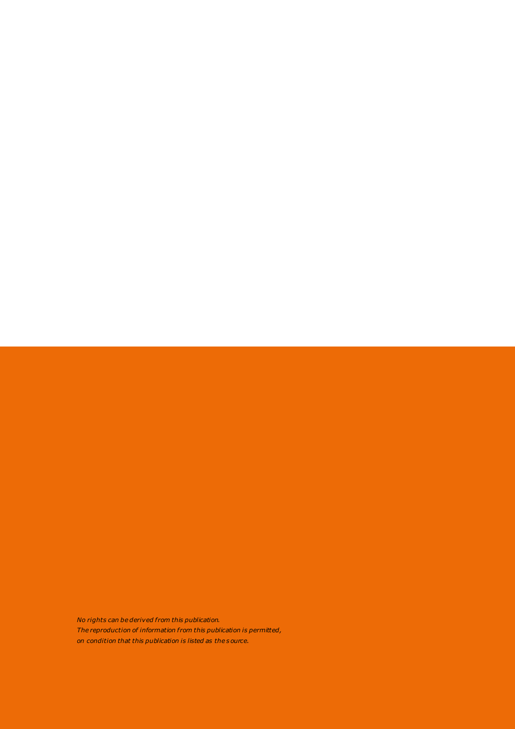*No rights can be derived from this publication.*
*The reproduction of information from this publication is permitted,*
*on condition that this publication is listed as the source.*